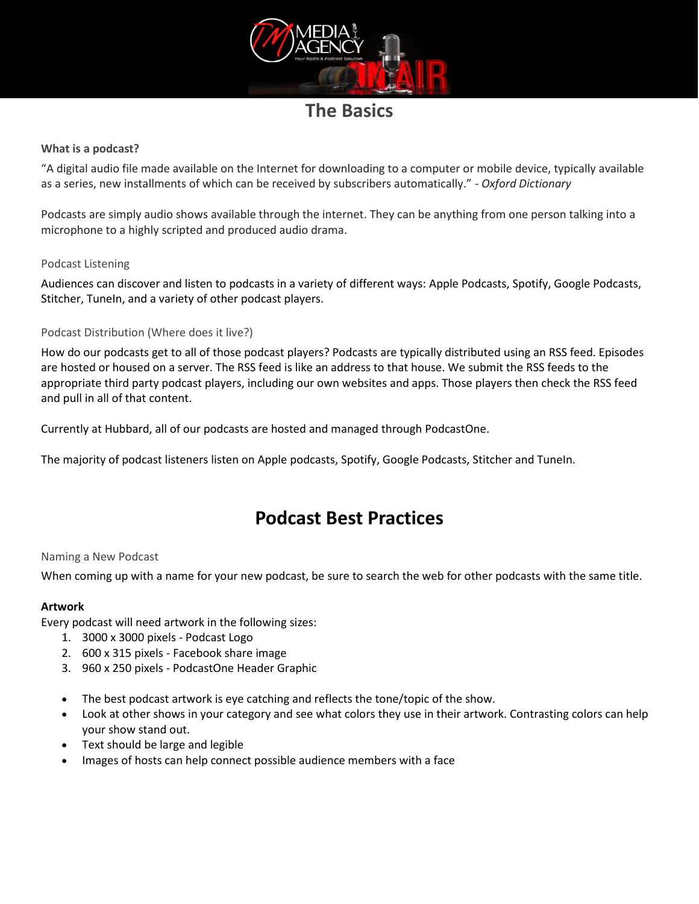# The Basics

**What is a podcast?**

"A digital audio file made available on the Internet for downloading to a computer or mobile device, typically available as a series, new installments of which can be received by subscribers automatically." - *Oxford Dictionary*

Podcasts are simply audio shows available through the internet. They can be anything from one person talking into a microphone to a highly scripted and produced audio drama.

### Podcast Listening

Audiences can discover and listen to podcasts in a variety of different ways: Apple Podcasts, Spotify, Google Podcasts, Stitcher, TuneIn, and a variety of other podcast players.

### Podcast Distribution (Where does it live?)

How do our podcasts get to all of those podcast players? Podcasts are typically distributed using an RSS feed. Episodes are hosted or housed on a server. The RSS feed is like an address to that house. We submit the RSS feeds to the appropriate third party podcast players, including our own websites and apps. Those players then check the RSS feed and pull in all of that content.

Currently at Hubbard, all of our podcasts are hosted and managed through PodcastOne.

The majority of podcast listeners listen on Apple podcasts, Spotify, Google Podcasts, Stitcher and TuneIn.

# Podcast Best Practices

### Naming a New Podcast

When coming up with a name for your new podcast, be sure to search the web for other podcasts with the same title.

**Artwork**

Every podcast will need artwork in the following sizes:

1. 3000 x 3000 pixels - Podcast Logo
2. 600 x 315 pixels - Facebook share image
3. 960 x 250 pixels - PodcastOne Header Graphic

- The best podcast artwork is eye catching and reflects the tone/topic of the show.
- Look at other shows in your category and see what colors they use in their artwork. Contrasting colors can help your show stand out.
- Text should be large and legible
- Images of hosts can help connect possible audience members with a face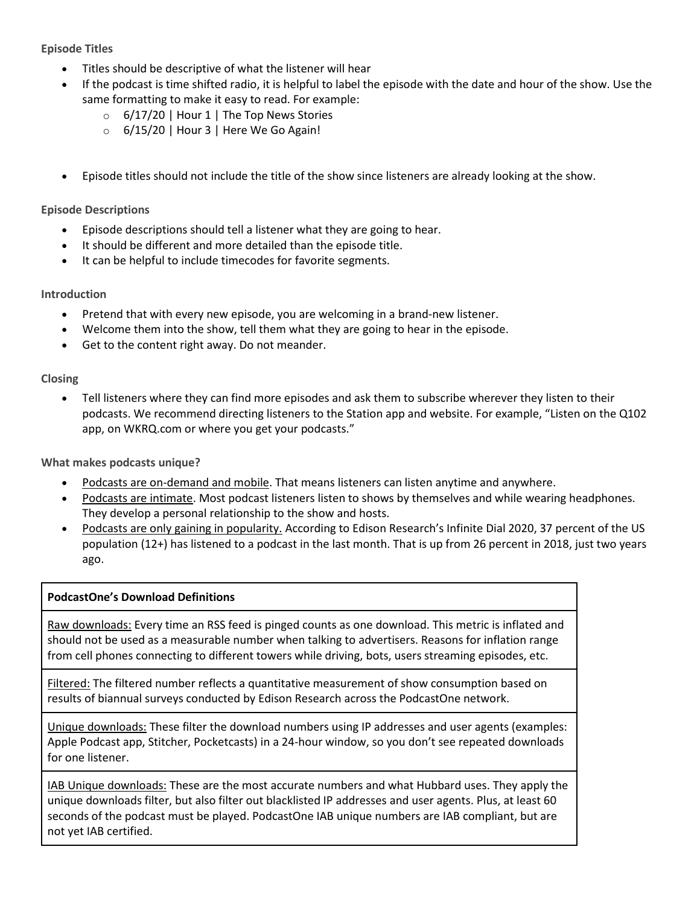### Episode Titles

- Titles should be descriptive of what the listener will hear
- If the podcast is time shifted radio, it is helpful to label the episode with the date and hour of the show. Use the same formatting to make it easy to read. For example:
  - 6/17/20 | Hour 1 | The Top News Stories
  - 6/15/20 | Hour 3 | Here We Go Again!

- Episode titles should not include the title of the show since listeners are already looking at the show.

### Episode Descriptions

- Episode descriptions should tell a listener what they are going to hear.
- It should be different and more detailed than the episode title.
- It can be helpful to include timecodes for favorite segments.

### Introduction

- Pretend that with every new episode, you are welcoming in a brand-new listener.
- Welcome them into the show, tell them what they are going to hear in the episode.
- Get to the content right away. Do not meander.

### Closing

- Tell listeners where they can find more episodes and ask them to subscribe wherever they listen to their podcasts. We recommend directing listeners to the Station app and website. For example, "Listen on the Q102 app, on WKRQ.com or where you get your podcasts."

### What makes podcasts unique?

- Podcasts are on-demand and mobile. That means listeners can listen anytime and anywhere.
- Podcasts are intimate. Most podcast listeners listen to shows by themselves and while wearing headphones. They develop a personal relationship to the show and hosts.
- Podcasts are only gaining in popularity. According to Edison Research's Infinite Dial 2020, 37 percent of the US population (12+) has listened to a podcast in the last month. That is up from 26 percent in 2018, just two years ago.

| **PodcastOne's Download Definitions** |
| --- |
| Raw downloads: Every time an RSS feed is pinged counts as one download. This metric is inflated and should not be used as a measurable number when talking to advertisers. Reasons for inflation range from cell phones connecting to different towers while driving, bots, users streaming episodes, etc. |
| Filtered: The filtered number reflects a quantitative measurement of show consumption based on results of biannual surveys conducted by Edison Research across the PodcastOne network. |
| Unique downloads: These filter the download numbers using IP addresses and user agents (examples: Apple Podcast app, Stitcher, Pocketcasts) in a 24-hour window, so you don't see repeated downloads for one listener. |
| IAB Unique downloads: These are the most accurate numbers and what Hubbard uses. They apply the unique downloads filter, but also filter out blacklisted IP addresses and user agents. Plus, at least 60 seconds of the podcast must be played. PodcastOne IAB unique numbers are IAB compliant, but are not yet IAB certified. |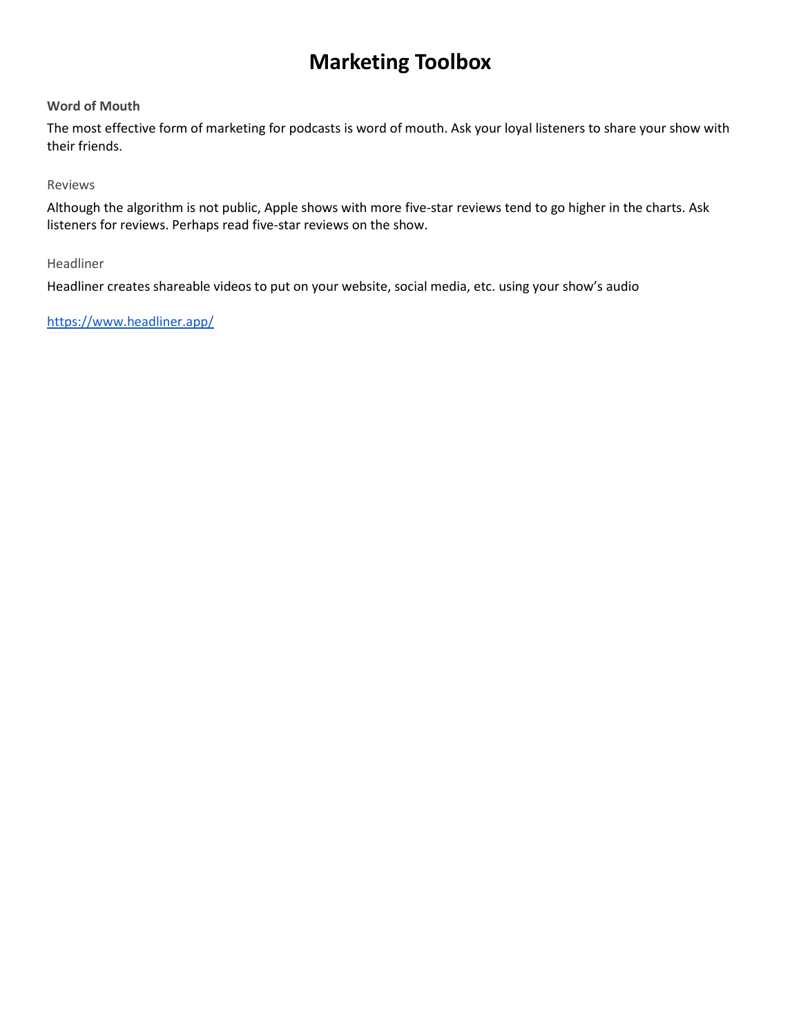# Marketing Toolbox

### Word of Mouth

The most effective form of marketing for podcasts is word of mouth. Ask your loyal listeners to share your show with their friends.

#### Reviews

Although the algorithm is not public, Apple shows with more five-star reviews tend to go higher in the charts. Ask listeners for reviews. Perhaps read five-star reviews on the show.

#### Headliner

Headliner creates shareable videos to put on your website, social media, etc. using your show's audio

https://www.headliner.app/